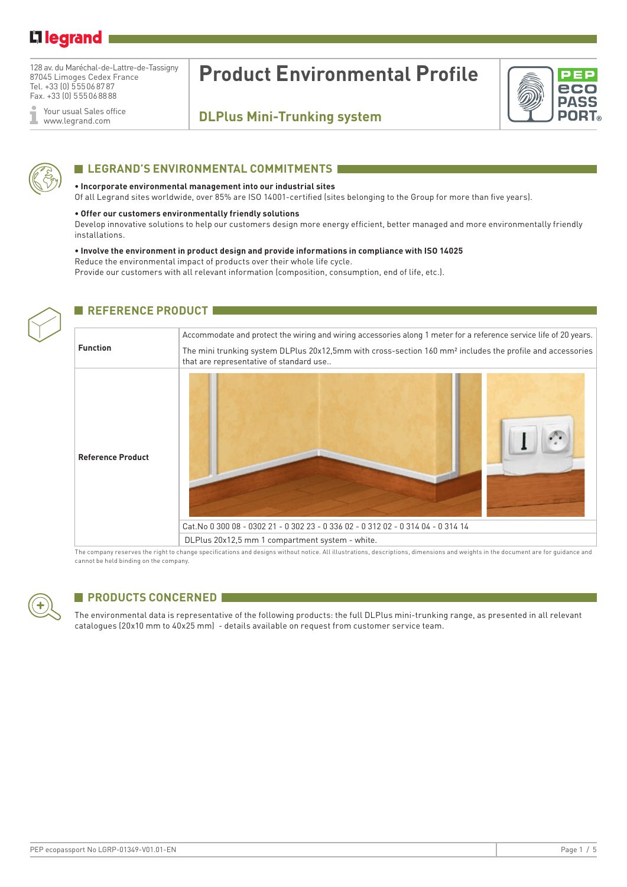legrand

128 av. du Maréchal-de-Lattre-de-Tassigny
87045 Limoges Cedex France
Tel. +33 (0) 5 55 06 87 87
Fax. +33 (0) 5 55 06 88 88

Your usual Sales office
www.legrand.com

# Product Environmental Profile

## DLPlus Mini-Trunking system

PEP eco PASSPORT®

## LEGRAND'S ENVIRONMENTAL COMMITMENTS

**• Incorporate environmental management into our industrial sites**
Of all Legrand sites worldwide, over 85% are ISO 14001-certified (sites belonging to the Group for more than five years).

**• Offer our customers environmentally friendly solutions**
Develop innovative solutions to help our customers design more energy efficient, better managed and more environmentally friendly installations.

**• Involve the environment in product design and provide informations in compliance with ISO 14025**
Reduce the environmental impact of products over their whole life cycle.
Provide our customers with all relevant information (composition, consumption, end of life, etc.).

## REFERENCE PRODUCT

| | |
|---|---|
| **Function** | Accommodate and protect the wiring and wiring accessories along 1 meter for a reference service life of 20 years.<br>The mini trunking system DLPlus 20x12,5mm with cross-section 160 mm² includes the profile and accessories that are representative of standard use.. |
| **Reference Product** | Cat.No 0 300 08 - 0302 21 - 0 302 23 - 0 336 02 - 0 312 02 - 0 314 04 - 0 314 14<br>DLPlus 20x12,5 mm 1 compartment system - white. |

The company reserves the right to change specifications and designs without notice. All illustrations, descriptions, dimensions and weights in the document are for guidance and cannot be held binding on the company.

## PRODUCTS CONCERNED

The environmental data is representative of the following products: the full DLPlus mini-trunking range, as presented in all relevant catalogues (20x10 mm to 40x25 mm) - details available on request from customer service team.

PEP ecopassport No LGRP-01349-V01.01-EN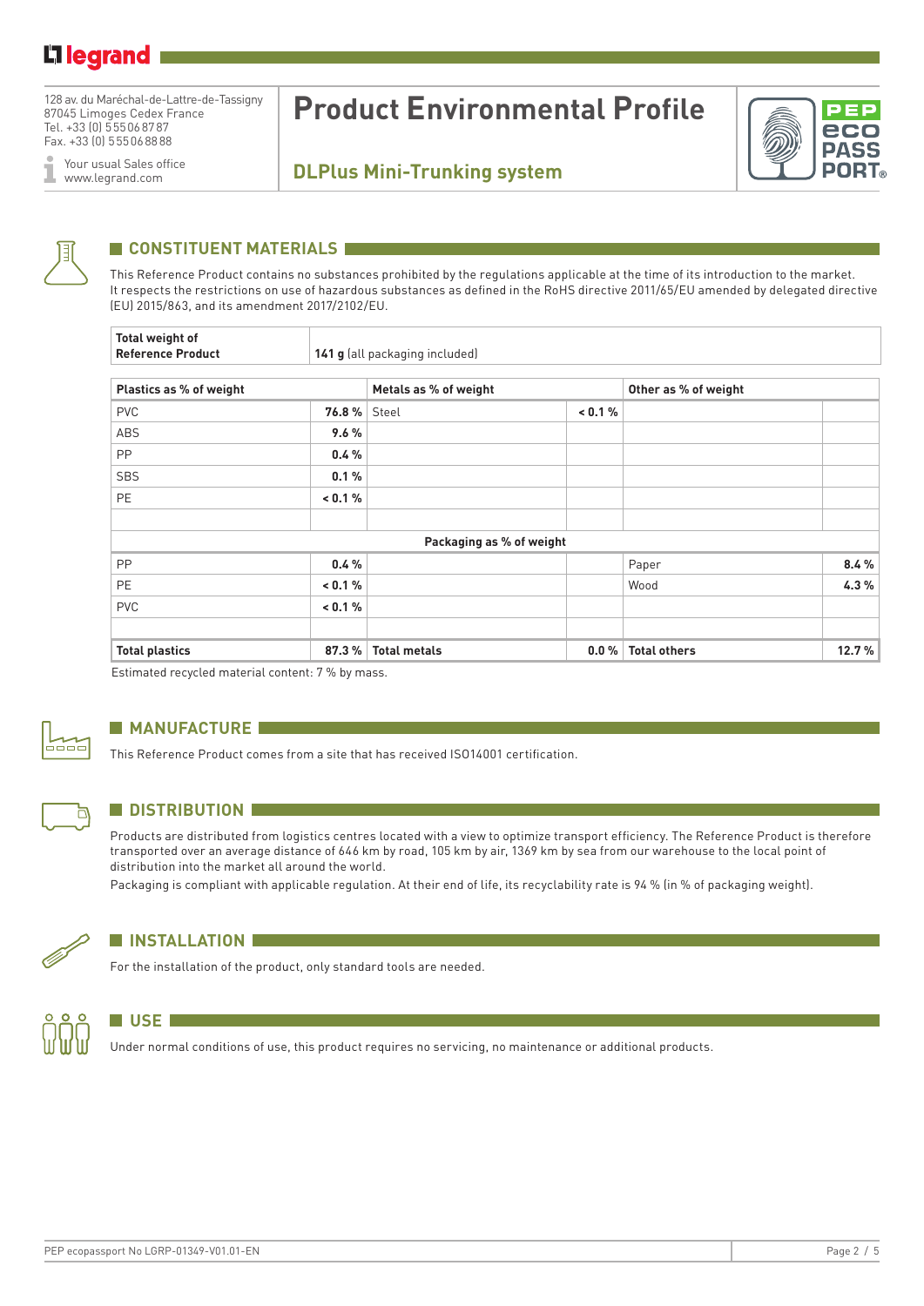128 av. du Maréchal-de-Lattre-de-Tassigny
87045 Limoges Cedex France
Tel. +33 (0) 5 55 06 87 87
Fax. +33 (0) 5 55 06 88 88

Your usual Sales office
www.legrand.com

# Product Environmental Profile

## DLPlus Mini-Trunking system

## CONSTITUENT MATERIALS

This Reference Product contains no substances prohibited by the regulations applicable at the time of its introduction to the market.
It respects the restrictions on use of hazardous substances as defined in the RoHS directive 2011/65/EU amended by delegated directive (EU) 2015/863, and its amendment 2017/2102/EU.

| **Total weight of Reference Product** | **141 g** (all packaging included) |
|---|---|

| **Plastics as % of weight** | | **Metals as % of weight** | | **Other as % of weight** | |
|---|---|---|---|---|---|
| PVC | **76.8 %** | Steel | **< 0.1 %** | | |
| ABS | **9.6 %** | | | | |
| PP | **0.4 %** | | | | |
| SBS | **0.1 %** | | | | |
| PE | **< 0.1 %** | | | | |
| | | | | | |
| | | **Packaging as % of weight** | | | |
| PP | **0.4 %** | | | Paper | **8.4 %** |
| PE | **< 0.1 %** | | | Wood | **4.3 %** |
| PVC | **< 0.1 %** | | | | |
| | | | | | |
| **Total plastics** | **87.3 %** | **Total metals** | **0.0 %** | **Total others** | **12.7 %** |

Estimated recycled material content: 7 % by mass.

## MANUFACTURE

This Reference Product comes from a site that has received ISO14001 certification.

## DISTRIBUTION

Products are distributed from logistics centres located with a view to optimize transport efficiency. The Reference Product is therefore transported over an average distance of 646 km by road, 105 km by air, 1369 km by sea from our warehouse to the local point of distribution into the market all around the world.

Packaging is compliant with applicable regulation. At their end of life, its recyclability rate is 94 % (in % of packaging weight).

## INSTALLATION

For the installation of the product, only standard tools are needed.

## USE

Under normal conditions of use, this product requires no servicing, no maintenance or additional products.

PEP ecopassport No LGRP-01349-V01.01-EN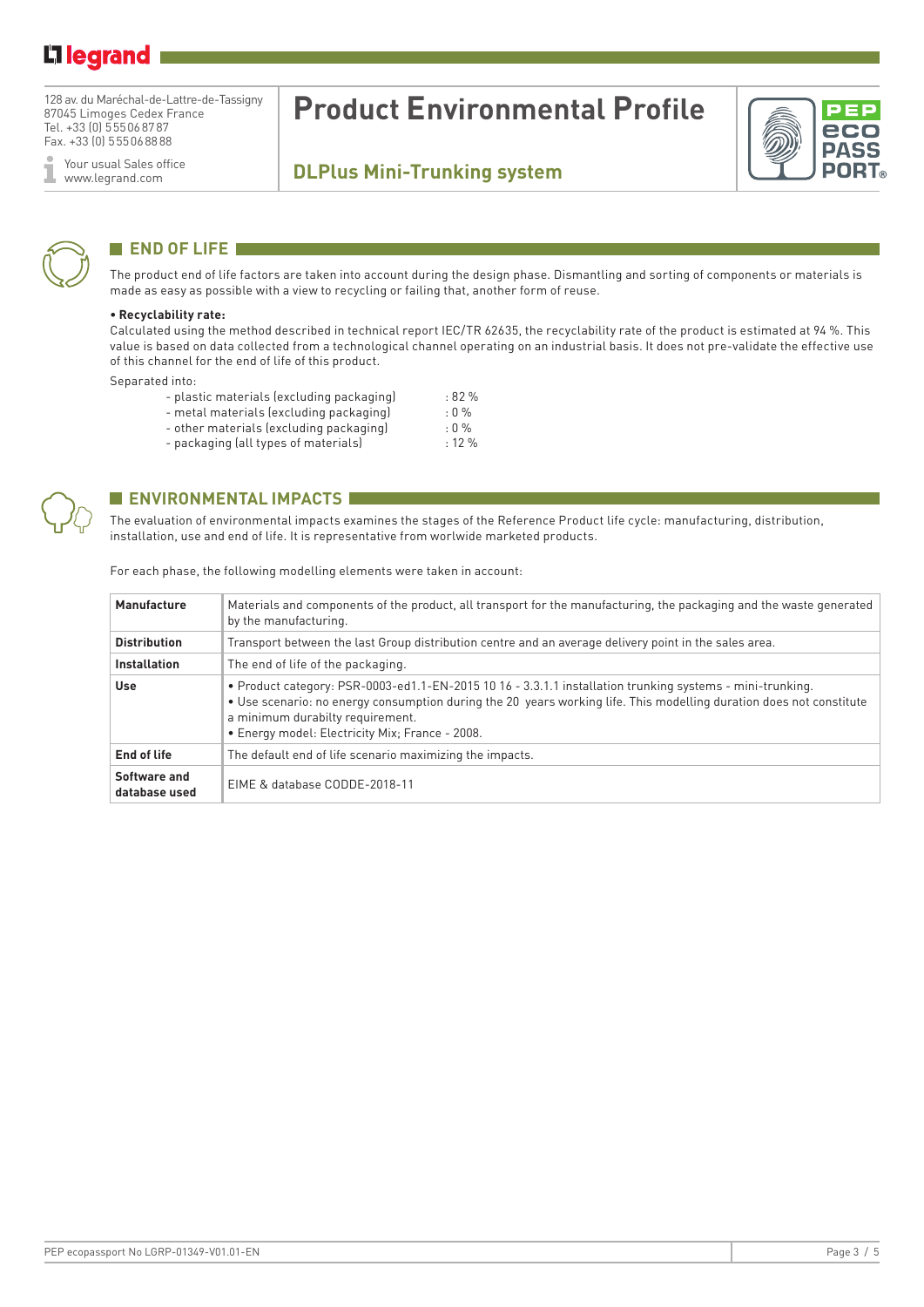## END OF LIFE

The product end of life factors are taken into account during the design phase. Dismantling and sorting of components or materials is made as easy as possible with a view to recycling or failing that, another form of reuse.

**• Recyclability rate:**

Calculated using the method described in technical report IEC/TR 62635, the recyclability rate of the product is estimated at 94 %. This value is based on data collected from a technological channel operating on an industrial basis. It does not pre-validate the effective use of this channel for the end of life of this product.

Separated into:

- plastic materials (excluding packaging) : 82 %
- metal materials (excluding packaging) : 0 %
- other materials (excluding packaging) : 0 %
- packaging (all types of materials) : 12 %

## ENVIRONMENTAL IMPACTS

The evaluation of environmental impacts examines the stages of the Reference Product life cycle: manufacturing, distribution, installation, use and end of life. It is representative from worlwide marketed products.

For each phase, the following modelling elements were taken in account:

| | |
|---|---|
| **Manufacture** | Materials and components of the product, all transport for the manufacturing, the packaging and the waste generated by the manufacturing. |
| **Distribution** | Transport between the last Group distribution centre and an average delivery point in the sales area. |
| **Installation** | The end of life of the packaging. |
| **Use** | • Product category: PSR-0003-ed1.1-EN-2015 10 16 - 3.3.1.1 installation trunking systems - mini-trunking.<br>• Use scenario: no energy consumption during the 20 years working life. This modelling duration does not constitute a minimum durabilty requirement.<br>• Energy model: Electricity Mix; France - 2008. |
| **End of life** | The default end of life scenario maximizing the impacts. |
| **Software and database used** | EIME & database CODDE-2018-11 |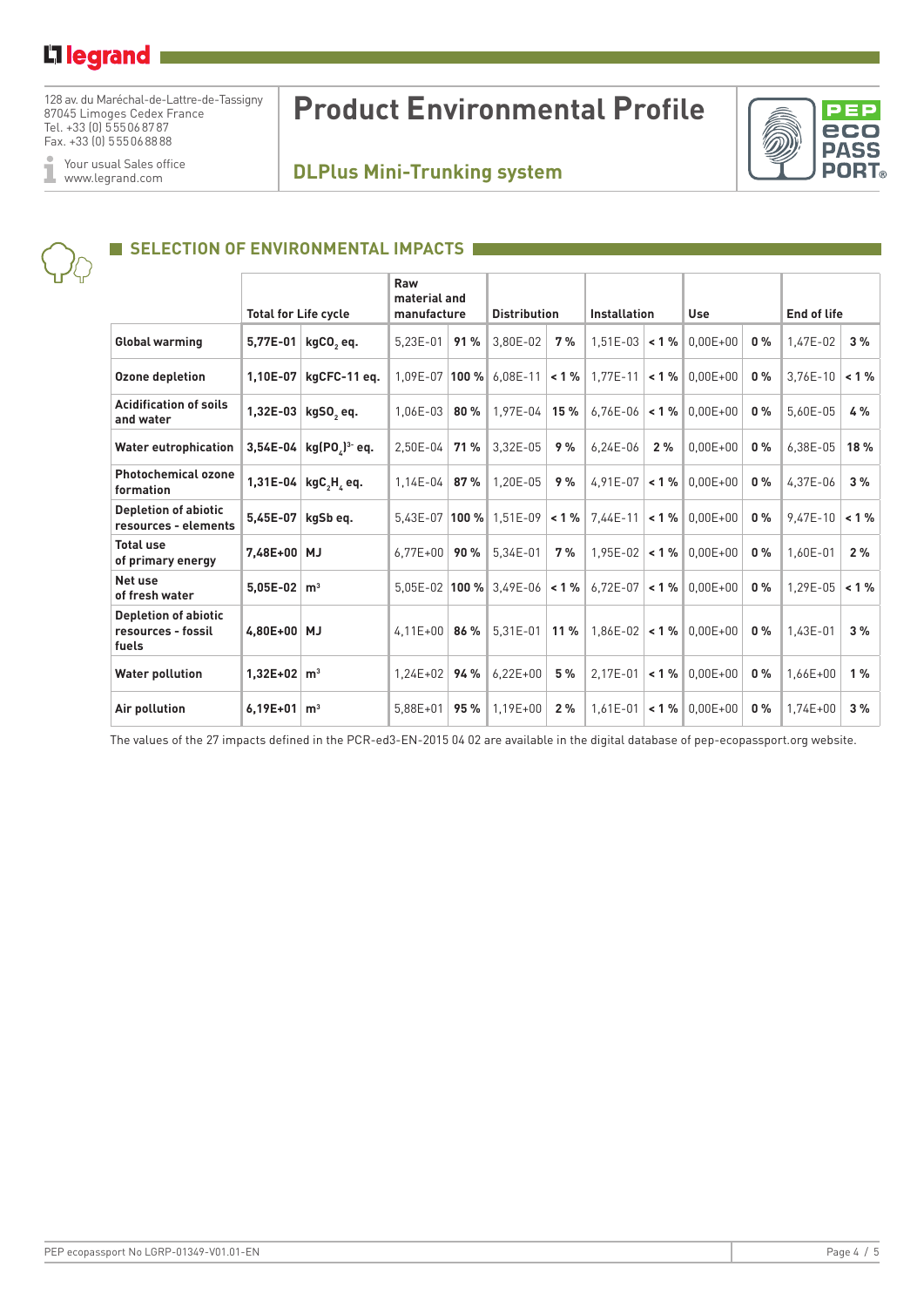128 av. du Maréchal-de-Lattre-de-Tassigny
87045 Limoges Cedex France
Tel. +33 (0) 555068787
Fax. +33 (0) 555068888

Your usual Sales office
www.legrand.com

# Product Environmental Profile

## DLPlus Mini-Trunking system

## SELECTION OF ENVIRONMENTAL IMPACTS

| | Total for Life cycle | | Raw material and manufacture | | Distribution | | Installation | | Use | | End of life | |
|---|---|---|---|---|---|---|---|---|---|---|---|---|
| Global warming | 5,77E-01 | $kgCO_2$ eq. | 5,23E-01 | 91 % | 3,80E-02 | 7 % | 1,51E-03 | < 1 % | 0,00E+00 | 0 % | 1,47E-02 | 3 % |
| Ozone depletion | 1,10E-07 | kgCFC-11 eq. | 1,09E-07 | 100 % | 6,08E-11 | < 1 % | 1,77E-11 | < 1 % | 0,00E+00 | 0 % | 3,76E-10 | < 1 % |
| Acidification of soils and water | 1,32E-03 | $kgSO_2$ eq. | 1,06E-03 | 80 % | 1,97E-04 | 15 % | 6,76E-06 | < 1 % | 0,00E+00 | 0 % | 5,60E-05 | 4 % |
| Water eutrophication | 3,54E-04 | $kg(PO_4)^{3-}$ eq. | 2,50E-04 | 71 % | 3,32E-05 | 9 % | 6,24E-06 | 2 % | 0,00E+00 | 0 % | 6,38E-05 | 18 % |
| Photochemical ozone formation | 1,31E-04 | $kgC_2H_4$ eq. | 1,14E-04 | 87 % | 1,20E-05 | 9 % | 4,91E-07 | < 1 % | 0,00E+00 | 0 % | 4,37E-06 | 3 % |
| Depletion of abiotic resources - elements | 5,45E-07 | kgSb eq. | 5,43E-07 | 100 % | 1,51E-09 | < 1 % | 7,44E-11 | < 1 % | 0,00E+00 | 0 % | 9,47E-10 | < 1 % |
| Total use of primary energy | 7,48E+00 | MJ | 6,77E+00 | 90 % | 5,34E-01 | 7 % | 1,95E-02 | < 1 % | 0,00E+00 | 0 % | 1,60E-01 | 2 % |
| Net use of fresh water | 5,05E-02 | $m^3$ | 5,05E-02 | 100 % | 3,49E-06 | < 1 % | 6,72E-07 | < 1 % | 0,00E+00 | 0 % | 1,29E-05 | < 1 % |
| Depletion of abiotic resources - fossil fuels | 4,80E+00 | MJ | 4,11E+00 | 86 % | 5,31E-01 | 11 % | 1,86E-02 | < 1 % | 0,00E+00 | 0 % | 1,43E-01 | 3 % |
| Water pollution | 1,32E+02 | $m^3$ | 1,24E+02 | 94 % | 6,22E+00 | 5 % | 2,17E-01 | < 1 % | 0,00E+00 | 0 % | 1,66E+00 | 1 % |
| Air pollution | 6,19E+01 | $m^3$ | 5,88E+01 | 95 % | 1,19E+00 | 2 % | 1,61E-01 | < 1 % | 0,00E+00 | 0 % | 1,74E+00 | 3 % |

The values of the 27 impacts defined in the PCR-ed3-EN-2015 04 02 are available in the digital database of pep-ecopassport.org website.

PEP ecopassport No LGRP-01349-V01.01-EN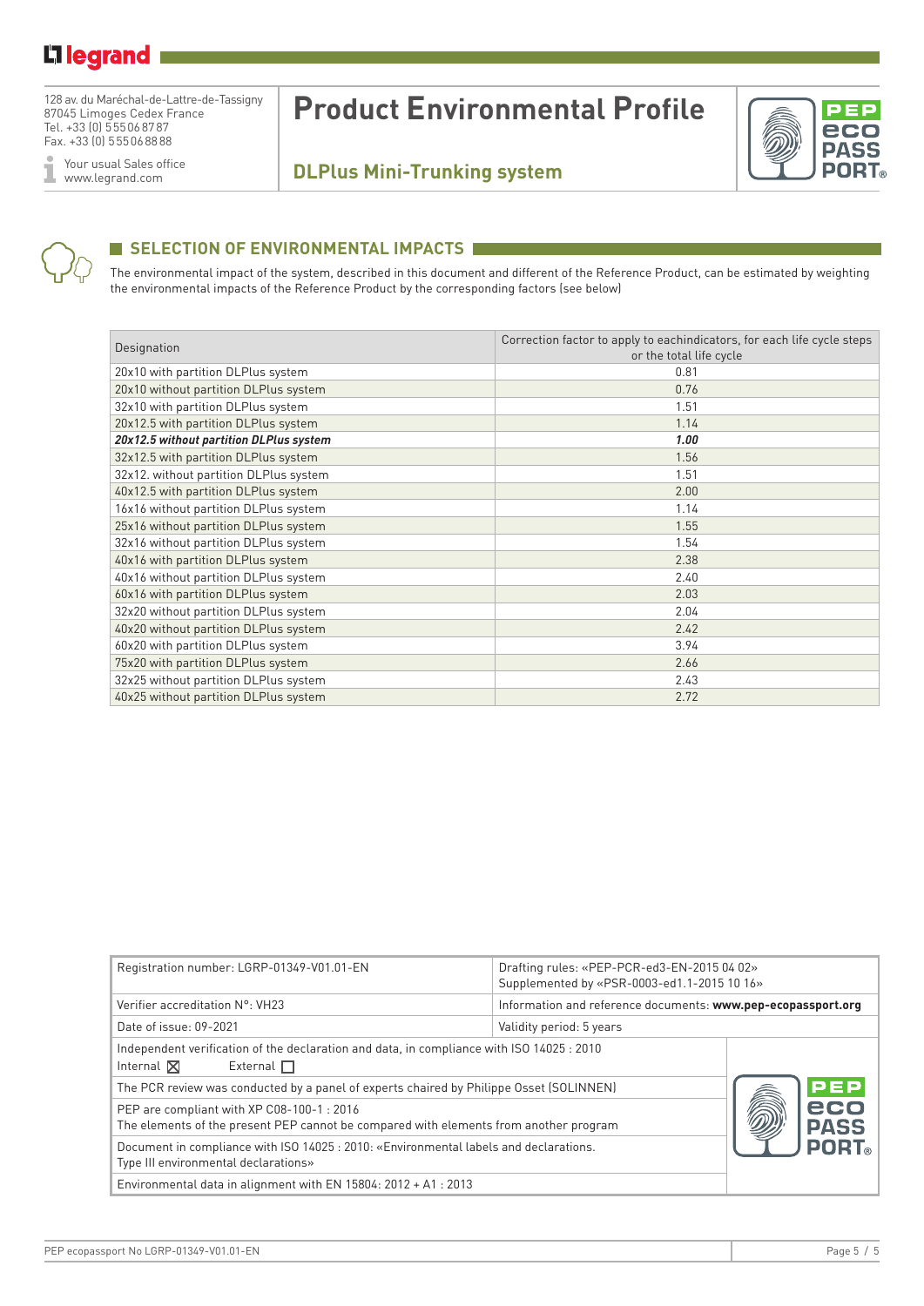128 av. du Maréchal-de-Lattre-de-Tassigny
87045 Limoges Cedex France
Tel. +33 (0) 5 55 06 87 87
Fax. +33 (0) 5 55 06 88 88

Your usual Sales office
www.legrand.com

# Product Environmental Profile

## DLPlus Mini-Trunking system

## SELECTION OF ENVIRONMENTAL IMPACTS

The environmental impact of the system, described in this document and different of the Reference Product, can be estimated by weighting the environmental impacts of the Reference Product by the corresponding factors (see below)

| Designation | Correction factor to apply to eachindicators, for each life cycle steps or the total life cycle |
|---|---|
| 20x10 with partition DLPlus system | 0.81 |
| 20x10 without partition DLPlus system | 0.76 |
| 32x10 with partition DLPlus system | 1.51 |
| 20x12.5 with partition DLPlus system | 1.14 |
| ***20x12.5 without partition DLPlus system*** | ***1.00*** |
| 32x12.5 with partition DLPlus system | 1.56 |
| 32x12. without partition DLPlus system | 1.51 |
| 40x12.5 with partition DLPlus system | 2.00 |
| 16x16 without partition DLPlus system | 1.14 |
| 25x16 without partition DLPlus system | 1.55 |
| 32x16 without partition DLPlus system | 1.54 |
| 40x16 with partition DLPlus system | 2.38 |
| 40x16 without partition DLPlus system | 2.40 |
| 60x16 with partition DLPlus system | 2.03 |
| 32x20 without partition DLPlus system | 2.04 |
| 40x20 without partition DLPlus system | 2.42 |
| 60x20 with partition DLPlus system | 3.94 |
| 75x20 with partition DLPlus system | 2.66 |
| 32x25 without partition DLPlus system | 2.43 |
| 40x25 without partition DLPlus system | 2.72 |

| | |
|---|---|
| Registration number: LGRP-01349-V01.01-EN | Drafting rules: «PEP-PCR-ed3-EN-2015 04 02» Supplemented by «PSR-0003-ed1.1-2015 10 16» |
| Verifier accreditation N°: VH23 | Information and reference documents: **www.pep-ecopassport.org** |
| Date of issue: 09-2021 | Validity period: 5 years |
| Independent verification of the declaration and data, in compliance with ISO 14025 : 2010<br>Internal ☒ External ☐ | |
| The PCR review was conducted by a panel of experts chaired by Philippe Osset (SOLINNEN) | |
| PEP are compliant with XP C08-100-1 : 2016<br>The elements of the present PEP cannot be compared with elements from another program | |
| Document in compliance with ISO 14025 : 2010: «Environmental labels and declarations. Type III environmental declarations» | |
| Environmental data in alignment with EN 15804: 2012 + A1 : 2013 | |

PEP ecopassport No LGRP-01349-V01.01-EN